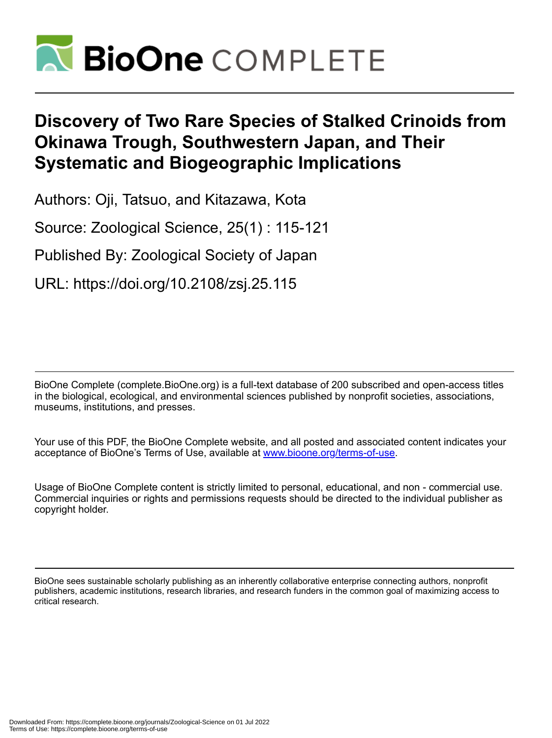# Discovery of Two Rare Species of Stalked Crinoids from Okinawa Trough, Southwestern Japan, and Their Systematic and Biogeographic Implications

Authors: Oji, Tatsuo, and Kitazawa, Kota

Source: Zoological Science, 25(1) : 115-121

Published By: Zoological Society of Japan

URL: https://doi.org/10.2108/zsj.25.115

BioOne Complete (complete.BioOne.org) is a full-text database of 200 subscribed and open-access titles in the biological, ecological, and environmental sciences published by nonprofit societies, associations, museums, institutions, and presses.

Your use of this PDF, the BioOne Complete website, and all posted and associated content indicates your acceptance of BioOne's Terms of Use, available at www.bioone.org/terms-of-use.

Usage of BioOne Complete content is strictly limited to personal, educational, and non - commercial use. Commercial inquiries or rights and permissions requests should be directed to the individual publisher as copyright holder.

BioOne sees sustainable scholarly publishing as an inherently collaborative enterprise connecting authors, nonprofit publishers, academic institutions, research libraries, and research funders in the common goal of maximizing access to critical research.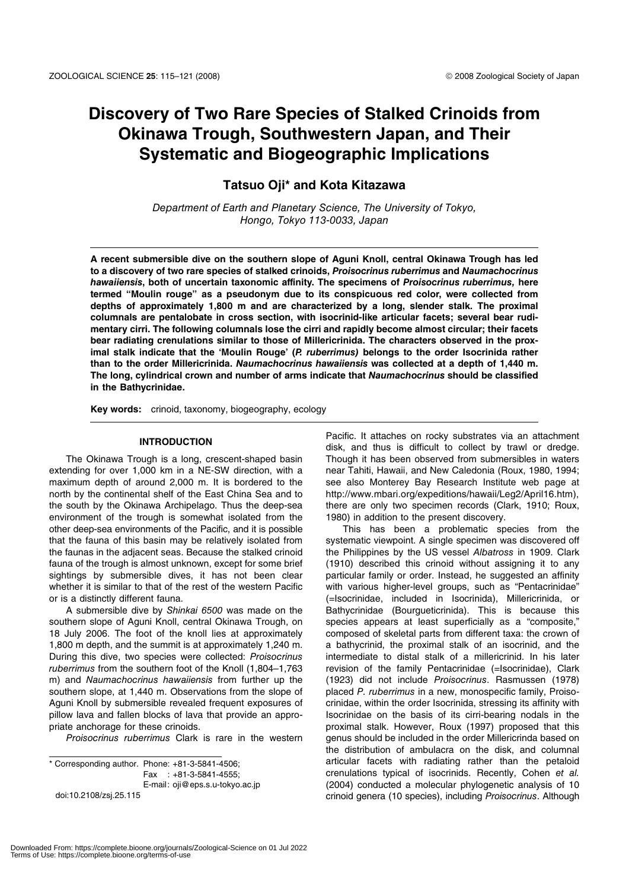# Discovery of Two Rare Species of Stalked Crinoids from Okinawa Trough, Southwestern Japan, and Their Systematic and Biogeographic Implications

## Tatsuo Oji* and Kota Kitazawa

*Department of Earth and Planetary Science, The University of Tokyo, Hongo, Tokyo 113-0033, Japan*

**A recent submersible dive on the southern slope of Aguni Knoll, central Okinawa Trough has led to a discovery of two rare species of stalked crinoids, *Proisocrinus ruberrimus* and *Naumachocrinus hawaiiensis*, both of uncertain taxonomic affinity. The specimens of *Proisocrinus ruberrimus,* here termed "Moulin rouge" as a pseudonym due to its conspicuous red color, were collected from depths of approximately 1,800 m and are characterized by a long, slender stalk. The proximal columnals are pentalobate in cross section, with isocrinid-like articular facets; several bear rudimentary cirri. The following columnals lose the cirri and rapidly become almost circular; their facets bear radiating crenulations similar to those of Millericrinida. The characters observed in the proximal stalk indicate that the 'Moulin Rouge' (*P. ruberrimus)* belongs to the order Isocrinida rather than to the order Millericrinida. *Naumachocrinus hawaiiensis* was collected at a depth of 1,440 m. The long, cylindrical crown and number of arms indicate that *Naumachocrinus* should be classified in the Bathycrinidae.**

**Key words:** crinoid, taxonomy, biogeography, ecology

### INTRODUCTION

The Okinawa Trough is a long, crescent-shaped basin extending for over 1,000 km in a NE-SW direction, with a maximum depth of around 2,000 m. It is bordered to the north by the continental shelf of the East China Sea and to the south by the Okinawa Archipelago. Thus the deep-sea environment of the trough is somewhat isolated from the other deep-sea environments of the Pacific, and it is possible that the fauna of this basin may be relatively isolated from the faunas in the adjacent seas. Because the stalked crinoid fauna of the trough is almost unknown, except for some brief sightings by submersible dives, it has not been clear whether it is similar to that of the rest of the western Pacific or is a distinctly different fauna.

A submersible dive by *Shinkai 6500* was made on the southern slope of Aguni Knoll, central Okinawa Trough, on 18 July 2006. The foot of the knoll lies at approximately 1,800 m depth, and the summit is at approximately 1,240 m. During this dive, two species were collected: *Proisocrinus ruberrimus* from the southern foot of the Knoll (1,804–1,763 m) and *Naumachocrinus hawaiiensis* from further up the southern slope, at 1,440 m. Observations from the slope of Aguni Knoll by submersible revealed frequent exposures of pillow lava and fallen blocks of lava that provide an appropriate anchorage for these crinoids.

*Proisocrinus ruberrimus* Clark is rare in the western Pacific. It attaches on rocky substrates via an attachment disk, and thus is difficult to collect by trawl or dredge. Though it has been observed from submersibles in waters near Tahiti, Hawaii, and New Caledonia (Roux, 1980, 1994; see also Monterey Bay Research Institute web page at http://www.mbari.org/expeditions/hawaii/Leg2/April16.htm), there are only two specimen records (Clark, 1910; Roux, 1980) in addition to the present discovery.

This has been a problematic species from the systematic viewpoint. A single specimen was discovered off the Philippines by the US vessel *Albatross* in 1909. Clark (1910) described this crinoid without assigning it to any particular family or order. Instead, he suggested an affinity with various higher-level groups, such as "Pentacrinidae" (=Isocrinidae, included in Isocrinida), Millericrinida, or Bathycrinidae (Bourgueticrinida). This is because this species appears at least superficially as a "composite," composed of skeletal parts from different taxa: the crown of a bathycrinid, the proximal stalk of an isocrinid, and the intermediate to distal stalk of a millericrinid. In his later revision of the family Pentacrinidae (=Isocrinidae), Clark (1923) did not include *Proisocrinus*. Rasmussen (1978) placed *P. ruberrimus* in a new, monospecific family, Proisocrinidae, within the order Isocrinida, stressing its affinity with Isocrinidae on the basis of its cirri-bearing nodals in the proximal stalk. However, Roux (1997) proposed that this genus should be included in the order Millericrinda based on the distribution of ambulacra on the disk, and columnal articular facets with radiating rather than the petaloid crenulations typical of isocrinids. Recently, Cohen *et al.* (2004) conducted a molecular phylogenetic analysis of 10 crinoid genera (10 species), including *Proisocrinus*. Although

\* Corresponding author. Phone: +81-3-5841-4506;
Fax : +81-3-5841-4555;
E-mail: oji@eps.s.u-tokyo.ac.jp

doi:10.2108/zsj.25.115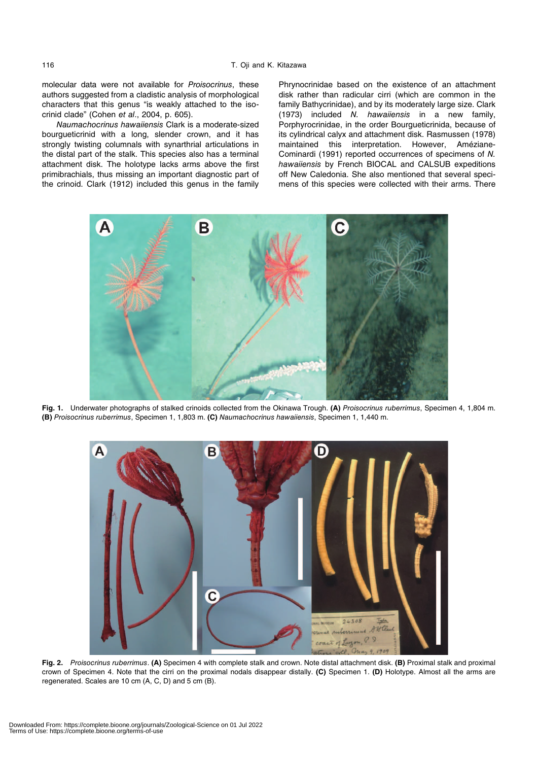molecular data were not available for *Proisocrinus*, these authors suggested from a cladistic analysis of morphological characters that this genus "is weakly attached to the isocrinid clade" (Cohen *et al*., 2004, p. 605).

*Naumachocrinus hawaiiensis* Clark is a moderate-sized bourgueticrinid with a long, slender crown, and it has strongly twisting columnals with synarthrial articulations in the distal part of the stalk. This species also has a terminal attachment disk. The holotype lacks arms above the first primibrachials, thus missing an important diagnostic part of the crinoid. Clark (1912) included this genus in the family Phrynocrinidae based on the existence of an attachment disk rather than radicular cirri (which are common in the family Bathycrinidae), and by its moderately large size. Clark (1973) included *N. hawaiiensis* in a new family, Porphyrocrinidae, in the order Bourgueticrinida, because of its cylindrical calyx and attachment disk. Rasmussen (1978) maintained this interpretation. However, Améziane-Cominardi (1991) reported occurrences of specimens of *N. hawaiiensis* by French BIOCAL and CALSUB expeditions off New Caledonia. She also mentioned that several specimens of this species were collected with their arms. There

**Fig. 1.** Underwater photographs of stalked crinoids collected from the Okinawa Trough. **(A)** *Proisocrinus ruberrimus*, Specimen 4, 1,804 m. **(B)** *Proisocrinus ruberrimus*, Specimen 1, 1,803 m. **(C)** *Naumachocrinus hawaiiensis*, Specimen 1, 1,440 m.

**Fig. 2.** *Proisocrinus ruberrimus*. **(A)** Specimen 4 with complete stalk and crown. Note distal attachment disk. **(B)** Proximal stalk and proximal crown of Specimen 4. Note that the cirri on the proximal nodals disappear distally. **(C)** Specimen 1. **(D)** Holotype. Almost all the arms are regenerated. Scales are 10 cm (A, C, D) and 5 cm (B).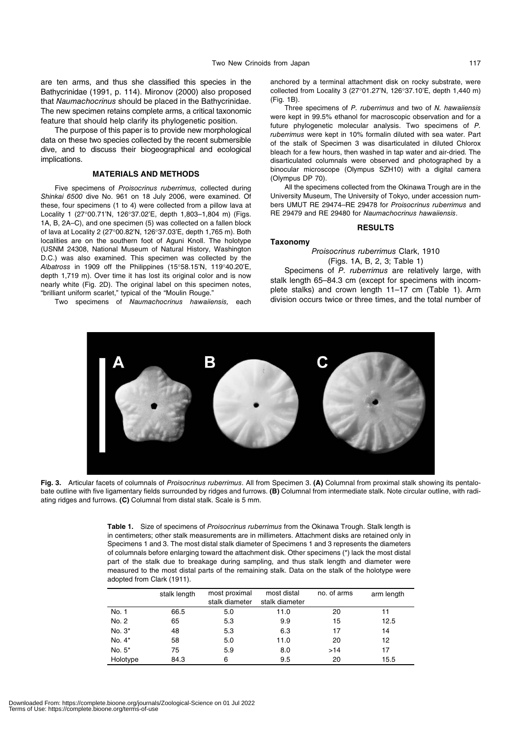are ten arms, and thus she classified this species in the Bathycrinidae (1991, p. 114). Mironov (2000) also proposed that *Naumachocrinus* should be placed in the Bathycrinidae. The new specimen retains complete arms, a critical taxonomic feature that should help clarify its phylogenetic position.

The purpose of this paper is to provide new morphological data on these two species collected by the recent submersible dive, and to discuss their biogeographical and ecological implications.

## MATERIALS AND METHODS

Five specimens of *Proisocrinus ruberrimus,* collected during *Shinkai 6500* dive No. 961 on 18 July 2006, were examined. Of these, four specimens (1 to 4) were collected from a pillow lava at Locality 1 (27°00.71'N, 126°37.02'E, depth 1,803–1,804 m) (Figs. 1A, B, 2A–C), and one specimen (5) was collected on a fallen block of lava at Locality 2 (27°00.82'N, 126°37.03'E, depth 1,765 m). Both localities are on the southern foot of Aguni Knoll. The holotype (USNM 24308, National Museum of Natural History, Washington D.C.) was also examined. This specimen was collected by the *Albatross* in 1909 off the Philippines (15°58.15'N, 119°40.20'E, depth 1,719 m). Over time it has lost its original color and is now nearly white (Fig. 2D). The original label on this specimen notes, "brilliant uniform scarlet," typical of the "Moulin Rouge."

Two specimens of *Naumachocrinus hawaiiensis,* each anchored by a terminal attachment disk on rocky substrate, were collected from Locality 3 (27°01.27'N, 126°37.10'E, depth 1,440 m) (Fig. 1B).

Three specimens of *P. ruberrimus* and two of *N. hawaiiensis* were kept in 99.5% ethanol for macroscopic observation and for a future phylogenetic molecular analysis. Two specimens of *P. ruberrimus* were kept in 10% formalin diluted with sea water. Part of the stalk of Specimen 3 was disarticulated in diluted Chlorox bleach for a few hours, then washed in tap water and air-dried. The disarticulated columnals were observed and photographed by a binocular microscope (Olympus SZH10) with a digital camera (Olympus DP 70).

All the specimens collected from the Okinawa Trough are in the University Museum, The University of Tokyo, under accession numbers UMUT RE 29474–RE 29478 for *Proisocrinus ruberrimus* and RE 29479 and RE 29480 for *Naumachocrinus hawaiiensis*.

## RESULTS

### Taxonomy

*Proisocrinus ruberrimus* Clark, 1910
(Figs. 1A, B, 2, 3; Table 1)

Specimens of *P. ruberrimus* are relatively large, with stalk length 65–84.3 cm (except for specimens with incomplete stalks) and crown length 11–17 cm (Table 1). Arm division occurs twice or three times, and the total number of

**Fig. 3.** Articular facets of columnals of *Proisocrinus ruberrimus*. All from Specimen 3. **(A)** Columnal from proximal stalk showing its pentalobate outline with five ligamentary fields surrounded by ridges and furrows. **(B)** Columnal from intermediate stalk. Note circular outline, with radiating ridges and furrows. **(C)** Columnal from distal stalk. Scale is 5 mm.

**Table 1.** Size of specimens of *Proisocrinus ruberrimus* from the Okinawa Trough. Stalk length is in centimeters; other stalk measurements are in millimeters. Attachment disks are retained only in Specimens 1 and 3. The most distal stalk diameter of Specimens 1 and 3 represents the diameters of columnals before enlarging toward the attachment disk. Other specimens (*) lack the most distal part of the stalk due to breakage during sampling, and thus stalk length and diameter were measured to the most distal parts of the remaining stalk. Data on the stalk of the holotype were adopted from Clark (1911).

| | stalk length | most proximal stalk diameter | most distal stalk diameter | no. of arms | arm length |
|---|---|---|---|---|---|
| No. 1 | 66.5 | 5.0 | 11.0 | 20 | 11 |
| No. 2 | 65 | 5.3 | 9.9 | 15 | 12.5 |
| No. 3* | 48 | 5.3 | 6.3 | 17 | 14 |
| No. 4* | 58 | 5.0 | 11.0 | 20 | 12 |
| No. 5* | 75 | 5.9 | 8.0 | >14 | 17 |
| Holotype | 84.3 | 6 | 9.5 | 20 | 15.5 |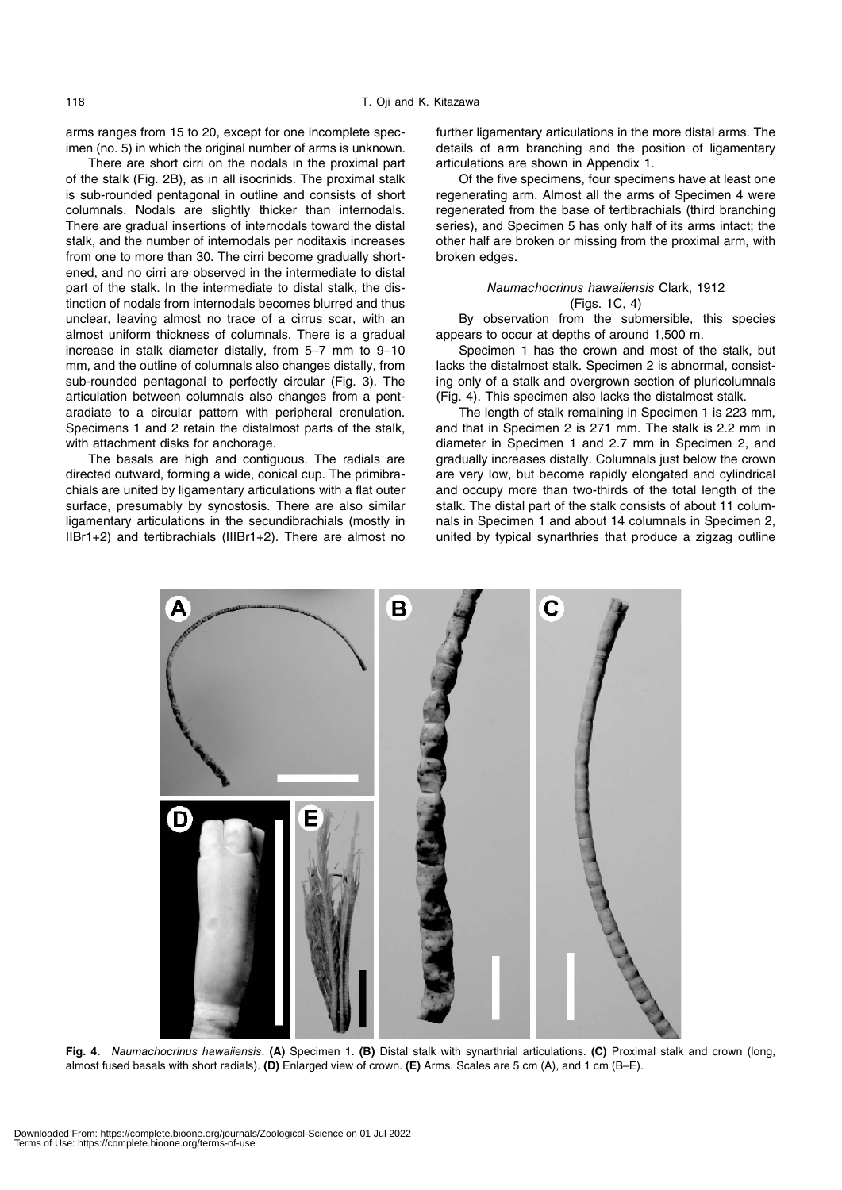arms ranges from 15 to 20, except for one incomplete specimen (no. 5) in which the original number of arms is unknown.

There are short cirri on the nodals in the proximal part of the stalk (Fig. 2B), as in all isocrinids. The proximal stalk is sub-rounded pentagonal in outline and consists of short columnals. Nodals are slightly thicker than internodals. There are gradual insertions of internodals toward the distal stalk, and the number of internodals per noditaxis increases from one to more than 30. The cirri become gradually shortened, and no cirri are observed in the intermediate to distal part of the stalk. In the intermediate to distal stalk, the distinction of nodals from internodals becomes blurred and thus unclear, leaving almost no trace of a cirrus scar, with an almost uniform thickness of columnals. There is a gradual increase in stalk diameter distally, from 5–7 mm to 9–10 mm, and the outline of columnals also changes distally, from sub-rounded pentagonal to perfectly circular (Fig. 3). The articulation between columnals also changes from a pentaradiate to a circular pattern with peripheral crenulation. Specimens 1 and 2 retain the distalmost parts of the stalk, with attachment disks for anchorage.

The basals are high and contiguous. The radials are directed outward, forming a wide, conical cup. The primibrachials are united by ligamentary articulations with a flat outer surface, presumably by synostosis. There are also similar ligamentary articulations in the secundibrachials (mostly in IIBr1+2) and tertibrachials (IIIBr1+2). There are almost no further ligamentary articulations in the more distal arms. The details of arm branching and the position of ligamentary articulations are shown in Appendix 1.

Of the five specimens, four specimens have at least one regenerating arm. Almost all the arms of Specimen 4 were regenerated from the base of tertibrachials (third branching series), and Specimen 5 has only half of its arms intact; the other half are broken or missing from the proximal arm, with broken edges.

### *Naumachocrinus hawaiiensis* Clark, 1912 (Figs. 1C, 4)

By observation from the submersible, this species appears to occur at depths of around 1,500 m.

Specimen 1 has the crown and most of the stalk, but lacks the distalmost stalk. Specimen 2 is abnormal, consisting only of a stalk and overgrown section of pluricolumnals (Fig. 4). This specimen also lacks the distalmost stalk.

The length of stalk remaining in Specimen 1 is 223 mm, and that in Specimen 2 is 271 mm. The stalk is 2.2 mm in diameter in Specimen 1 and 2.7 mm in Specimen 2, and gradually increases distally. Columnals just below the crown are very low, but become rapidly elongated and cylindrical and occupy more than two-thirds of the total length of the stalk. The distal part of the stalk consists of about 11 columnals in Specimen 1 and about 14 columnals in Specimen 2, united by typical synarthries that produce a zigzag outline

**Fig. 4.** *Naumachocrinus hawaiiensis*. **(A)** Specimen 1. **(B)** Distal stalk with synarthrial articulations. **(C)** Proximal stalk and crown (long, almost fused basals with short radials). **(D)** Enlarged view of crown. **(E)** Arms. Scales are 5 cm (A), and 1 cm (B–E).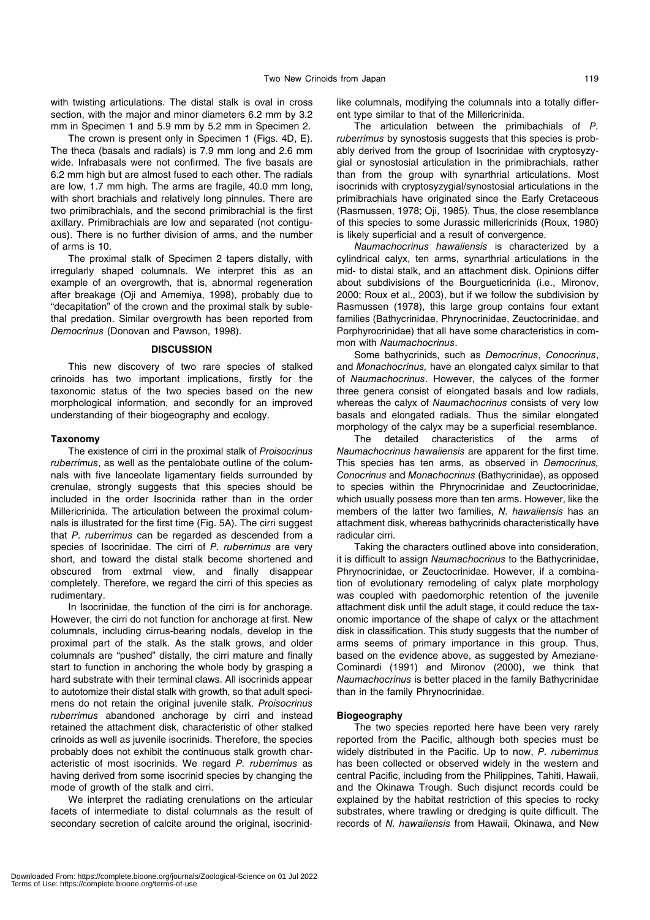with twisting articulations. The distal stalk is oval in cross section, with the major and minor diameters 6.2 mm by 3.2 mm in Specimen 1 and 5.9 mm by 5.2 mm in Specimen 2.

The crown is present only in Specimen 1 (Figs. 4D, E). The theca (basals and radials) is 7.9 mm long and 2.6 mm wide. Infrabasals were not confirmed. The five basals are 6.2 mm high but are almost fused to each other. The radials are low, 1.7 mm high. The arms are fragile, 40.0 mm long, with short brachials and relatively long pinnules. There are two primibrachials, and the second primibrachial is the first axillary. Primibrachials are low and separated (not contiguous). There is no further division of arms, and the number of arms is 10.

The proximal stalk of Specimen 2 tapers distally, with irregularly shaped columnals. We interpret this as an example of an overgrowth, that is, abnormal regeneration after breakage (Oji and Amemiya, 1998), probably due to "decapitation" of the crown and the proximal stalk by sublethal predation. Similar overgrowth has been reported from *Democrinus* (Donovan and Pawson, 1998).

## DISCUSSION

This new discovery of two rare species of stalked crinoids has two important implications, firstly for the taxonomic status of the two species based on the new morphological information, and secondly for an improved understanding of their biogeography and ecology.

### Taxonomy

The existence of cirri in the proximal stalk of *Proisocrinus ruberrimus*, as well as the pentalobate outline of the columnals with five lanceolate ligamentary fields surrounded by crenulae, strongly suggests that this species should be included in the order Isocrinida rather than in the order Millericrinida. The articulation between the proximal columnals is illustrated for the first time (Fig. 5A). The cirri suggest that *P. ruberrimus* can be regarded as descended from a species of Isocrinidae. The cirri of *P. ruberrimus* are very short, and toward the distal stalk become shortened and obscured from extrnal view, and finally disappear completely. Therefore, we regard the cirri of this species as rudimentary.

In Isocrinidae, the function of the cirri is for anchorage. However, the cirri do not function for anchorage at first. New columnals, including cirrus-bearing nodals, develop in the proximal part of the stalk. As the stalk grows, and older columnals are "pushed" distally, the cirri mature and finally start to function in anchoring the whole body by grasping a hard substrate with their terminal claws. All isocrinids appear to autotomize their distal stalk with growth, so that adult specimens do not retain the original juvenile stalk. *Proisocrinus ruberrimus* abandoned anchorage by cirri and instead retained the attachment disk, characteristic of other stalked crinoids as well as juvenile isocrinids. Therefore, the species probably does not exhibit the continuous stalk growth characteristic of most isocrinids. We regard *P. ruberrimus* as having derived from some isocrinid species by changing the mode of growth of the stalk and cirri.

We interpret the radiating crenulations on the articular facets of intermediate to distal columnals as the result of secondary secretion of calcite around the original, isocrinid-like columnals, modifying the columnals into a totally different type similar to that of the Millericrinida.

The articulation between the primibrachials of *P. ruberrimus* by synostosis suggests that this species is probably derived from the group of Isocrinidae with cryptosyzygial or synostosial articulation in the primibrachials, rather than from the group with synarthrial articulations. Most isocrinids with cryptosyzygial/synostosial articulations in the primibrachials have originated since the Early Cretaceous (Rasmussen, 1978; Oji, 1985). Thus, the close resemblance of this species to some Jurassic millericrinids (Roux, 1980) is likely superficial and a result of convergence.

*Naumachocrinus hawaiiensis* is characterized by a cylindrical calyx, ten arms, synarthrial articulations in the mid- to distal stalk, and an attachment disk. Opinions differ about subdivisions of the Bourgueticrinida (i.e., Mironov, 2000; Roux et al., 2003), but if we follow the subdivision by Rasmussen (1978), this large group contains four extant families (Bathycrinidae, Phrynocrinidae, Zeuctocrinidae, and Porphyrocrinidae) that all have some characteristics in common with *Naumachocrinus*.

Some bathycrinids, such as *Democrinus*, *Conocrinus*, and *Monachocrinus,* have an elongated calyx similar to that of *Naumachocrinus*. However, the calyces of the former three genera consist of elongated basals and low radials, whereas the calyx of *Naumachocrinus* consists of very low basals and elongated radials. Thus the similar elongated morphology of the calyx may be a superficial resemblance.

The detailed characteristics of the arms of *Naumachocrinus hawaiiensis* are apparent for the first time. This species has ten arms, as observed in *Democrinus, Conocrinus* and *Monachocrinus* (Bathycrinidae), as opposed to species within the Phrynocrinidae and Zeuctocrinidae, which usually possess more than ten arms. However, like the members of the latter two families, *N. hawaiiensis* has an attachment disk, whereas bathycrinids characteristically have radicular cirri.

Taking the characters outlined above into consideration, it is difficult to assign *Naumachocrinus* to the Bathycrinidae, Phrynocrinidae, or Zeuctocrinidae. However, if a combination of evolutionary remodeling of calyx plate morphology was coupled with paedomorphic retention of the juvenile attachment disk until the adult stage, it could reduce the taxonomic importance of the shape of calyx or the attachment disk in classification. This study suggests that the number of arms seems of primary importance in this group. Thus, based on the evidence above, as suggested by Ameziane-Cominardi (1991) and Mironov (2000), we think that *Naumachocrinus* is better placed in the family Bathycrinidae than in the family Phrynocrinidae.

### Biogeography

The two species reported here have been very rarely reported from the Pacific, although both species must be widely distributed in the Pacific. Up to now, *P. ruberrimus* has been collected or observed widely in the western and central Pacific, including from the Philippines, Tahiti, Hawaii, and the Okinawa Trough. Such disjunct records could be explained by the habitat restriction of this species to rocky substrates, where trawling or dredging is quite difficult. The records of *N. hawaiiensis* from Hawaii, Okinawa, and New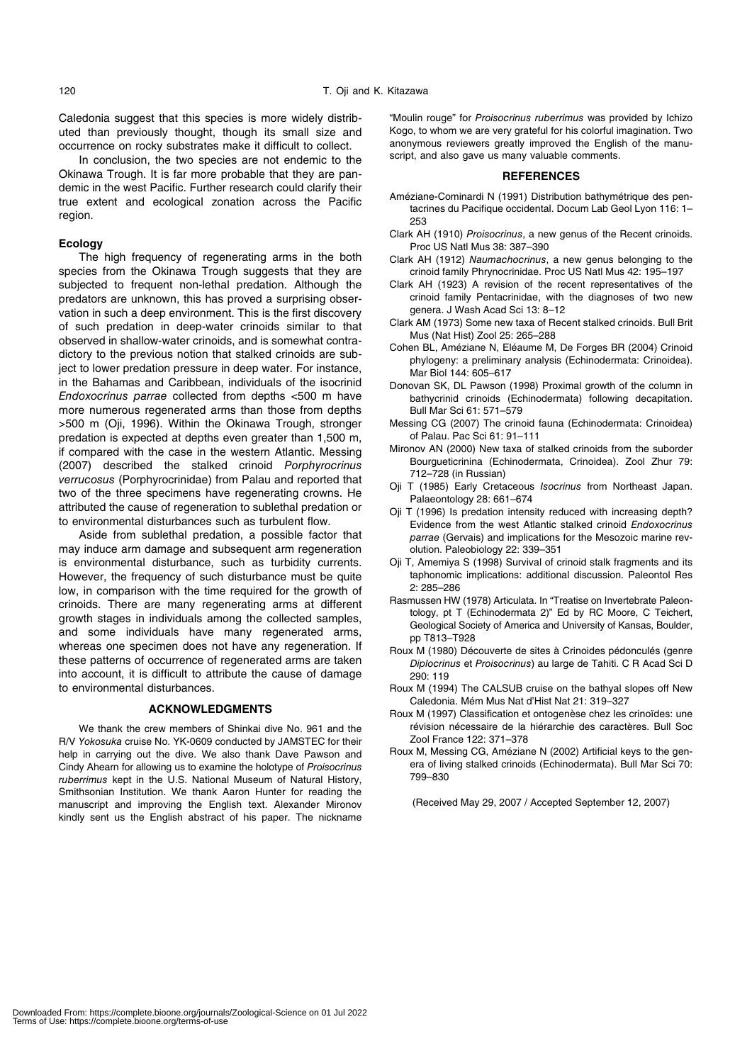Caledonia suggest that this species is more widely distributed than previously thought, though its small size and occurrence on rocky substrates make it difficult to collect.

In conclusion, the two species are not endemic to the Okinawa Trough. It is far more probable that they are pandemic in the west Pacific. Further research could clarify their true extent and ecological zonation across the Pacific region.

### Ecology

The high frequency of regenerating arms in the both species from the Okinawa Trough suggests that they are subjected to frequent non-lethal predation. Although the predators are unknown, this has proved a surprising observation in such a deep environment. This is the first discovery of such predation in deep-water crinoids similar to that observed in shallow-water crinoids, and is somewhat contradictory to the previous notion that stalked crinoids are subject to lower predation pressure in deep water. For instance, in the Bahamas and Caribbean, individuals of the isocrinid *Endoxocrinus parrae* collected from depths <500 m have more numerous regenerated arms than those from depths >500 m (Oji, 1996). Within the Okinawa Trough, stronger predation is expected at depths even greater than 1,500 m, if compared with the case in the western Atlantic. Messing (2007) described the stalked crinoid *Porphyrocrinus verrucosus* (Porphyrocrinidae) from Palau and reported that two of the three specimens have regenerating crowns. He attributed the cause of regeneration to sublethal predation or to environmental disturbances such as turbulent flow.

Aside from sublethal predation, a possible factor that may induce arm damage and subsequent arm regeneration is environmental disturbance, such as turbidity currents. However, the frequency of such disturbance must be quite low, in comparison with the time required for the growth of crinoids. There are many regenerating arms at different growth stages in individuals among the collected samples, and some individuals have many regenerated arms, whereas one specimen does not have any regeneration. If these patterns of occurrence of regenerated arms are taken into account, it is difficult to attribute the cause of damage to environmental disturbances.

## ACKNOWLEDGMENTS

We thank the crew members of Shinkai dive No. 961 and the R/V *Yokosuka* cruise No. YK-0609 conducted by JAMSTEC for their help in carrying out the dive. We also thank Dave Pawson and Cindy Ahearn for allowing us to examine the holotype of *Proisocrinus ruberrimus* kept in the U.S. National Museum of Natural History, Smithsonian Institution. We thank Aaron Hunter for reading the manuscript and improving the English text. Alexander Mironov kindly sent us the English abstract of his paper. The nickname "Moulin rouge" for *Proisocrinus ruberrimus* was provided by Ichizo Kogo, to whom we are very grateful for his colorful imagination. Two anonymous reviewers greatly improved the English of the manuscript, and also gave us many valuable comments.

## REFERENCES

Améziane-Cominardi N (1991) Distribution bathymétrique des pentacrines du Pacifique occidental. Docum Lab Geol Lyon 116: 1–253

Clark AH (1910) *Proisocrinus*, a new genus of the Recent crinoids. Proc US Natl Mus 38: 387–390

Clark AH (1912) *Naumachocrinus*, a new genus belonging to the crinoid family Phrynocrinidae. Proc US Natl Mus 42: 195–197

Clark AH (1923) A revision of the recent representatives of the crinoid family Pentacrinidae, with the diagnoses of two new genera. J Wash Acad Sci 13: 8–12

Clark AM (1973) Some new taxa of Recent stalked crinoids. Bull Brit Mus (Nat Hist) Zool 25: 265–288

Cohen BL, Améziane N, Eléaume M, De Forges BR (2004) Crinoid phylogeny: a preliminary analysis (Echinodermata: Crinoidea). Mar Biol 144: 605–617

Donovan SK, DL Pawson (1998) Proximal growth of the column in bathycrinid crinoids (Echinodermata) following decapitation. Bull Mar Sci 61: 571–579

Messing CG (2007) The crinoid fauna (Echinodermata: Crinoidea) of Palau. Pac Sci 61: 91–111

Mironov AN (2000) New taxa of stalked crinoids from the suborder Bourgueticrinina (Echinodermata, Crinoidea). Zool Zhur 79: 712–728 (in Russian)

Oji T (1985) Early Cretaceous *Isocrinus* from Northeast Japan. Palaeontology 28: 661–674

Oji T (1996) Is predation intensity reduced with increasing depth? Evidence from the west Atlantic stalked crinoid *Endoxocrinus parrae* (Gervais) and implications for the Mesozoic marine revolution. Paleobiology 22: 339–351

Oji T, Amemiya S (1998) Survival of crinoid stalk fragments and its taphonomic implications: additional discussion. Paleontol Res 2: 285–286

Rasmussen HW (1978) Articulata. In "Treatise on Invertebrate Paleontology, pt T (Echinodermata 2)" Ed by RC Moore, C Teichert, Geological Society of America and University of Kansas, Boulder, pp T813–T928

Roux M (1980) Découverte de sites à Crinoides pédonculés (genre *Diplocrinus* et *Proisocrinus*) au large de Tahiti. C R Acad Sci D 290: 119

Roux M (1994) The CALSUB cruise on the bathyal slopes off New Caledonia. Mém Mus Nat d'Hist Nat 21: 319–327

Roux M (1997) Classification et ontogenèse chez les crinoïdes: une révision nécessaire de la hiérarchie des caractères. Bull Soc Zool France 122: 371–378

Roux M, Messing CG, Améziane N (2002) Artificial keys to the genera of living stalked crinoids (Echinodermata). Bull Mar Sci 70: 799–830

(Received May 29, 2007 / Accepted September 12, 2007)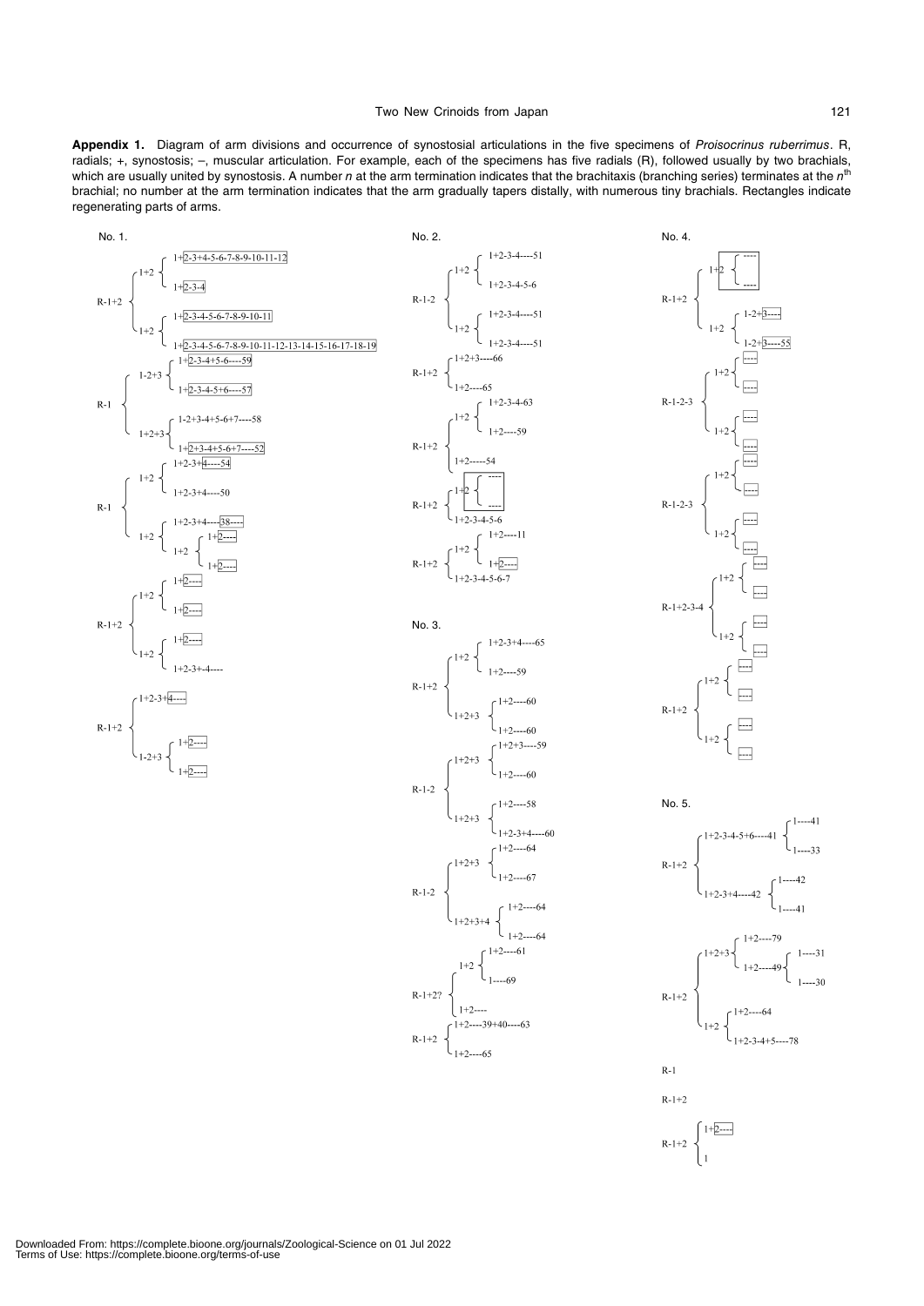**Appendix 1.** Diagram of arm divisions and occurrence of synostosial articulations in the five specimens of *Proisocrinus ruberrimus*. R, radials; +, synostosis; –, muscular articulation. For example, each of the specimens has five radials (R), followed usually by two brachials, which are usually united by synostosis. A number *n* at the arm termination indicates that the brachitaxis (branching series) terminates at the *n*th brachial; no number at the arm termination indicates that the arm gradually tapers distally, with numerous tiny brachials. Rectangles indicate regenerating parts of arms.

No. 1.

R-1+2
- 1+2
  - 1+2-3+4-5-6-7-8-9-10-11-12
  - 1+2-3-4
- 1+2
  - 1+2-3-4-5-6-7-8-9-10-11
  - 1+2-3-4-5-6-7-8-9-10-11-12-13-14-15-16-17-18-19

R-1
- 1-2+3
  - 1+2-3-4+5-6----59
  - 1+2-3-4-5+6----57
- 1+2+3
  - 1-2+3-4+5-6+7----58
  - 1+2+3-4+5-6+7----52

R-1
- 1+2
  - 1+2-3+4----54
  - 1+2-3+4----50
- 1+2
  - 1+2-3+4----38----
  - 1+2
    - 1+2----
    - 1+2----

R-1+2
- 1+2
  - 1+2----
  - 1+2----
- 1+2
  - 1+2----
  - 1+2-3+-4----

R-1+2
- 1+2-3+4----
- 1-2+3
  - 1+2----
  - 1+2----

No. 2.

R-1-2
- 1+2
  - 1+2-3-4----51
  - 1+2-3-4-5-6
- 1+2
  - 1+2-3-4----51
  - 1+2-3-4----51

R-1+2
- 1+2+3----66
- 1+2----65

R-1+2
- 1+2
  - 1+2-3-4-63
  - 1+2----59
- 1+2-----54

R-1+2
- 1+2
  - ----
  - ----
- 1+2-3-4-5-6

R-1+2
- 1+2
  - 1+2----11
  - 1+2----
- 1+2-3-4-5-6-7

No. 3.

R-1+2
- 1+2
  - 1+2-3+4----65
  - 1+2----59
- 1+2+3
  - 1+2----60
  - 1+2----60

R-1-2
- 1+2+3
  - 1+2+3----59
  - 1+2----60
- 1+2+3
  - 1+2----58
  - 1+2-3+4----60

R-1-2
- 1+2+3
  - 1+2----64
  - 1+2----67
- 1+2+3+4
  - 1+2----64
  - 1+2----64

R-1+2?
- 1+2
  - 1+2----61
  - 1----69
- 1+2----

R-1+2
- 1+2----39+40----63
- 1+2----65

No. 4.

R-1+2
- 1+2
  - ----
  - ----
- 1+2
  - 1-2+3----
  - 1-2+3----55

R-1-2-3
- 1+2
  - ----
  - ----
- 1+2
  - ----
  - ----

R-1-2-3
- 1+2
  - ----
  - ----
- 1+2
  - ----
  - ----

R-1+2-3-4
- 1+2
  - ----
  - ----
- 1+2
  - ----
  - ----

R-1+2
- 1+2
  - ----
  - ----
- 1+2
  - ----
  - ----

No. 5.

R-1+2
- 1+2-3-4-5+6----41
  - 1----41
  - 1----33
- 1+2-3+4----42
  - 1----42
  - 1----41

R-1+2
- 1+2+3
  - 1+2----79
  - 1+2----49
    - 1----31
    - 1----30
- 1+2
  - 1+2----64
  - 1+2-3-4+5----78

R-1

R-1+2

R-1+2
- 1+2----
- 1